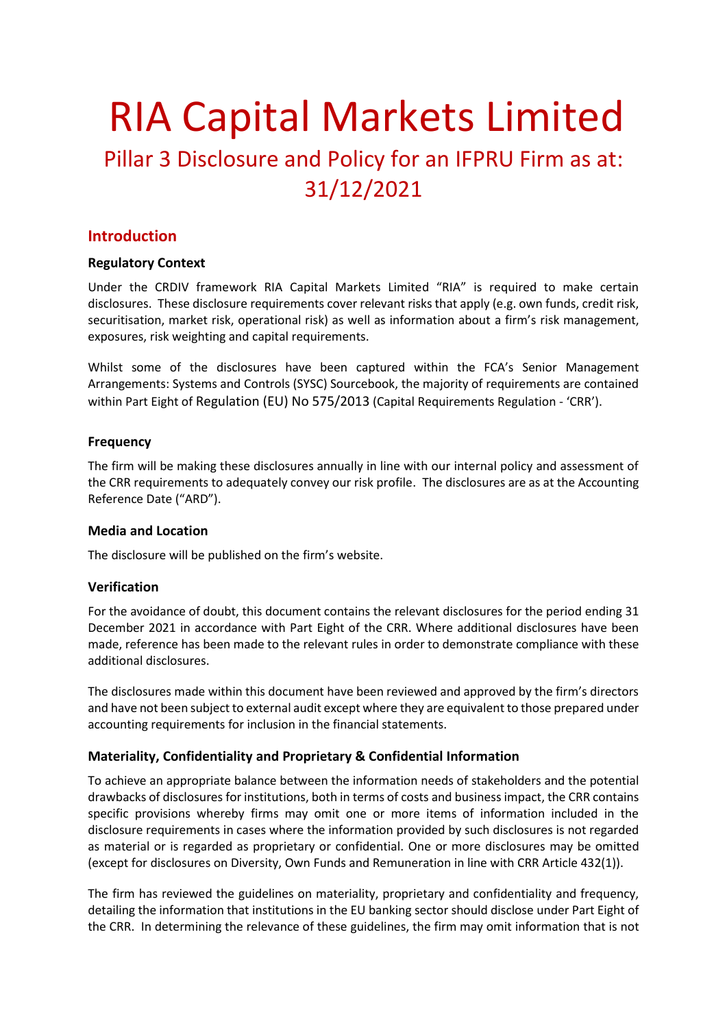# RIA Capital Markets Limited

## Pillar 3 Disclosure and Policy for an IFPRU Firm as at: 31/12/2021

## Introduction

### Regulatory Context

Under the CRDIV framework RIA Capital Markets Limited "RIA" is required to make certain disclosures. These disclosure requirements cover relevant risks that apply (e.g. own funds, credit risk, securitisation, market risk, operational risk) as well as information about a firm's risk management, exposures, risk weighting and capital requirements.

Whilst some of the disclosures have been captured within the FCA's Senior Management Arrangements: Systems and Controls (SYSC) Sourcebook, the majority of requirements are contained within Part Eight of Regulation (EU) No 575/2013 (Capital Requirements Regulation - 'CRR').

### Frequency

The firm will be making these disclosures annually in line with our internal policy and assessment of the CRR requirements to adequately convey our risk profile. The disclosures are as at the Accounting Reference Date ("ARD").

### Media and Location

The disclosure will be published on the firm's website.

### Verification

For the avoidance of doubt, this document contains the relevant disclosures for the period ending 31 December 2021 in accordance with Part Eight of the CRR. Where additional disclosures have been made, reference has been made to the relevant rules in order to demonstrate compliance with these additional disclosures.

The disclosures made within this document have been reviewed and approved by the firm's directors and have not been subject to external audit except where they are equivalent to those prepared under accounting requirements for inclusion in the financial statements.

### Materiality, Confidentiality and Proprietary & Confidential Information

To achieve an appropriate balance between the information needs of stakeholders and the potential drawbacks of disclosures for institutions, both in terms of costs and business impact, the CRR contains specific provisions whereby firms may omit one or more items of information included in the disclosure requirements in cases where the information provided by such disclosures is not regarded as material or is regarded as proprietary or confidential. One or more disclosures may be omitted (except for disclosures on Diversity, Own Funds and Remuneration in line with CRR Article 432(1)).

The firm has reviewed the guidelines on materiality, proprietary and confidentiality and frequency, detailing the information that institutions in the EU banking sector should disclose under Part Eight of the CRR. In determining the relevance of these guidelines, the firm may omit information that is not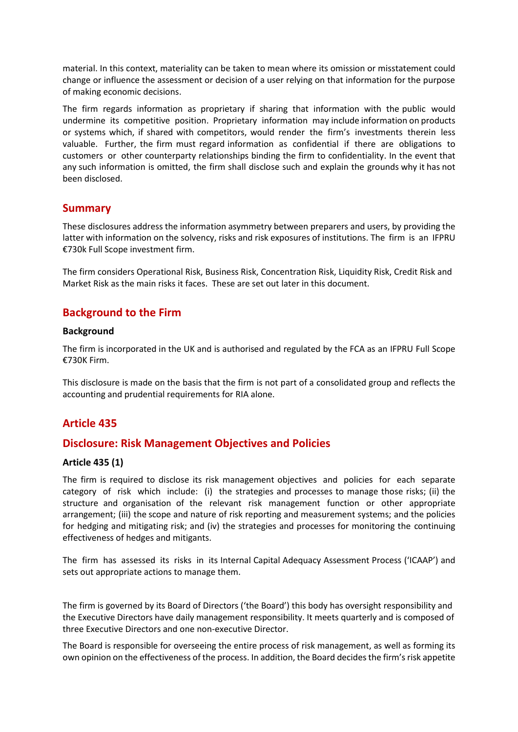material. In this context, materiality can be taken to mean where its omission or misstatement could change or influence the assessment or decision of a user relying on that information for the purpose of making economic decisions.

The firm regards information as proprietary if sharing that information with the public would undermine its competitive position. Proprietary information may include information on products or systems which, if shared with competitors, would render the firm's investments therein less valuable. Further, the firm must regard information as confidential if there are obligations to customers or other counterparty relationships binding the firm to confidentiality. In the event that any such information is omitted, the firm shall disclose such and explain the grounds why it has not been disclosed.

## Summary

These disclosures address the information asymmetry between preparers and users, by providing the latter with information on the solvency, risks and risk exposures of institutions. The firm is an IFPRU €730k Full Scope investment firm.

The firm considers Operational Risk, Business Risk, Concentration Risk, Liquidity Risk, Credit Risk and Market Risk as the main risks it faces. These are set out later in this document.

## Background to the Firm

### Background

The firm is incorporated in the UK and is authorised and regulated by the FCA as an IFPRU Full Scope €730K Firm.

This disclosure is made on the basis that the firm is not part of a consolidated group and reflects the accounting and prudential requirements for RIA alone.

## Article 435

## Disclosure: Risk Management Objectives and Policies

### Article 435 (1)

The firm is required to disclose its risk management objectives and policies for each separate category of risk which include: (i) the strategies and processes to manage those risks; (ii) the structure and organisation of the relevant risk management function or other appropriate arrangement; (iii) the scope and nature of risk reporting and measurement systems; and the policies for hedging and mitigating risk; and (iv) the strategies and processes for monitoring the continuing effectiveness of hedges and mitigants.

The firm has assessed its risks in its Internal Capital Adequacy Assessment Process ('ICAAP') and sets out appropriate actions to manage them.

The firm is governed by its Board of Directors ('the Board') this body has oversight responsibility and the Executive Directors have daily management responsibility. It meets quarterly and is composed of three Executive Directors and one non-executive Director.

The Board is responsible for overseeing the entire process of risk management, as well as forming its own opinion on the effectiveness of the process. In addition, the Board decides the firm's risk appetite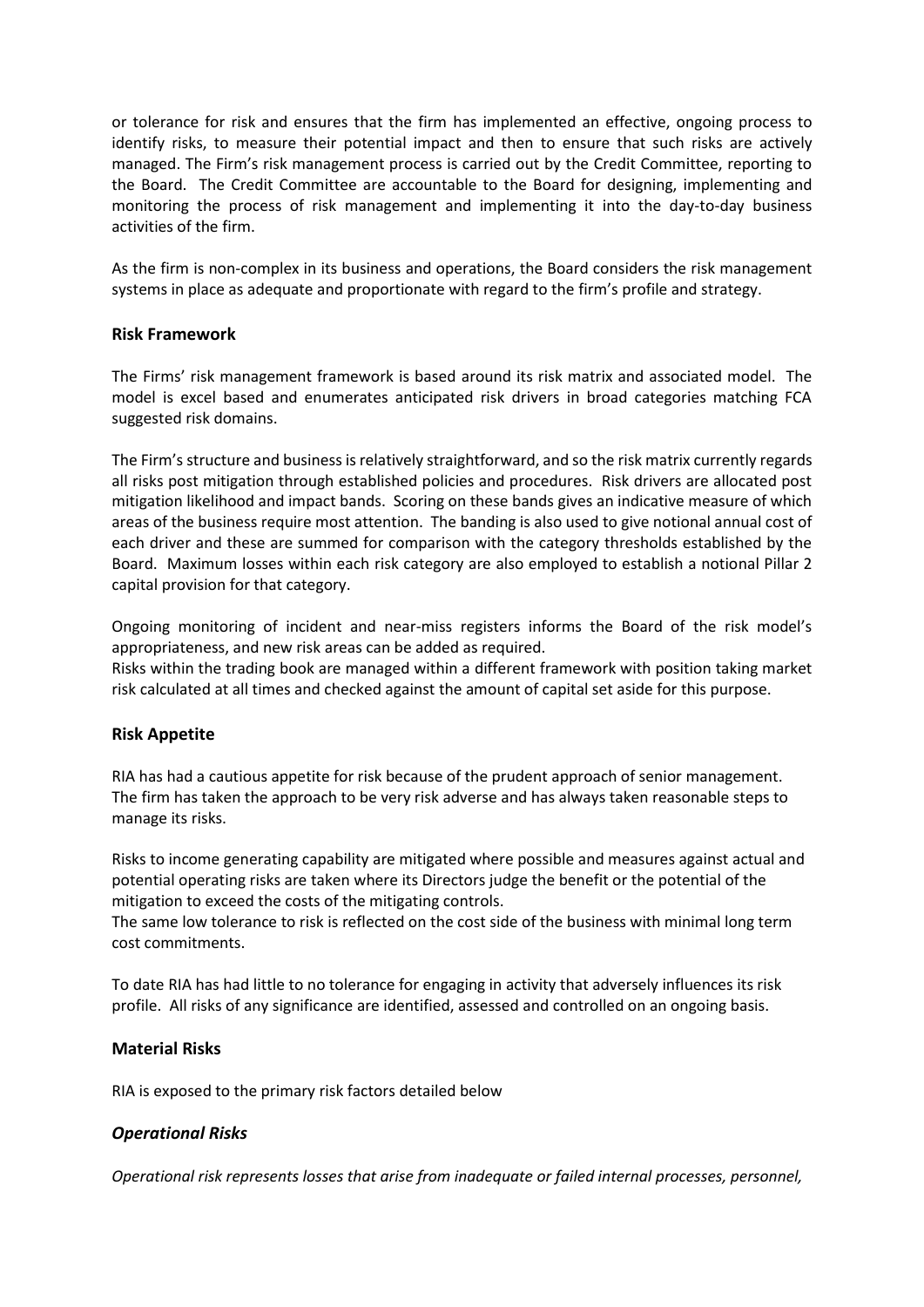or tolerance for risk and ensures that the firm has implemented an effective, ongoing process to identify risks, to measure their potential impact and then to ensure that such risks are actively managed. The Firm's risk management process is carried out by the Credit Committee, reporting to the Board. The Credit Committee are accountable to the Board for designing, implementing and monitoring the process of risk management and implementing it into the day-to-day business activities of the firm.

As the firm is non-complex in its business and operations, the Board considers the risk management systems in place as adequate and proportionate with regard to the firm's profile and strategy.

## Risk Framework

The Firms' risk management framework is based around its risk matrix and associated model. The model is excel based and enumerates anticipated risk drivers in broad categories matching FCA suggested risk domains.

The Firm's structure and business is relatively straightforward, and so the risk matrix currently regards all risks post mitigation through established policies and procedures. Risk drivers are allocated post mitigation likelihood and impact bands. Scoring on these bands gives an indicative measure of which areas of the business require most attention. The banding is also used to give notional annual cost of each driver and these are summed for comparison with the category thresholds established by the Board. Maximum losses within each risk category are also employed to establish a notional Pillar 2 capital provision for that category.

Ongoing monitoring of incident and near-miss registers informs the Board of the risk model's appropriateness, and new risk areas can be added as required.
Risks within the trading book are managed within a different framework with position taking market risk calculated at all times and checked against the amount of capital set aside for this purpose.

## Risk Appetite

RIA has had a cautious appetite for risk because of the prudent approach of senior management. The firm has taken the approach to be very risk adverse and has always taken reasonable steps to manage its risks.

Risks to income generating capability are mitigated where possible and measures against actual and potential operating risks are taken where its Directors judge the benefit or the potential of the mitigation to exceed the costs of the mitigating controls.
The same low tolerance to risk is reflected on the cost side of the business with minimal long term cost commitments.

To date RIA has had little to no tolerance for engaging in activity that adversely influences its risk profile. All risks of any significance are identified, assessed and controlled on an ongoing basis.

## Material Risks

RIA is exposed to the primary risk factors detailed below

### *Operational Risks*

*Operational risk represents losses that arise from inadequate or failed internal processes, personnel,*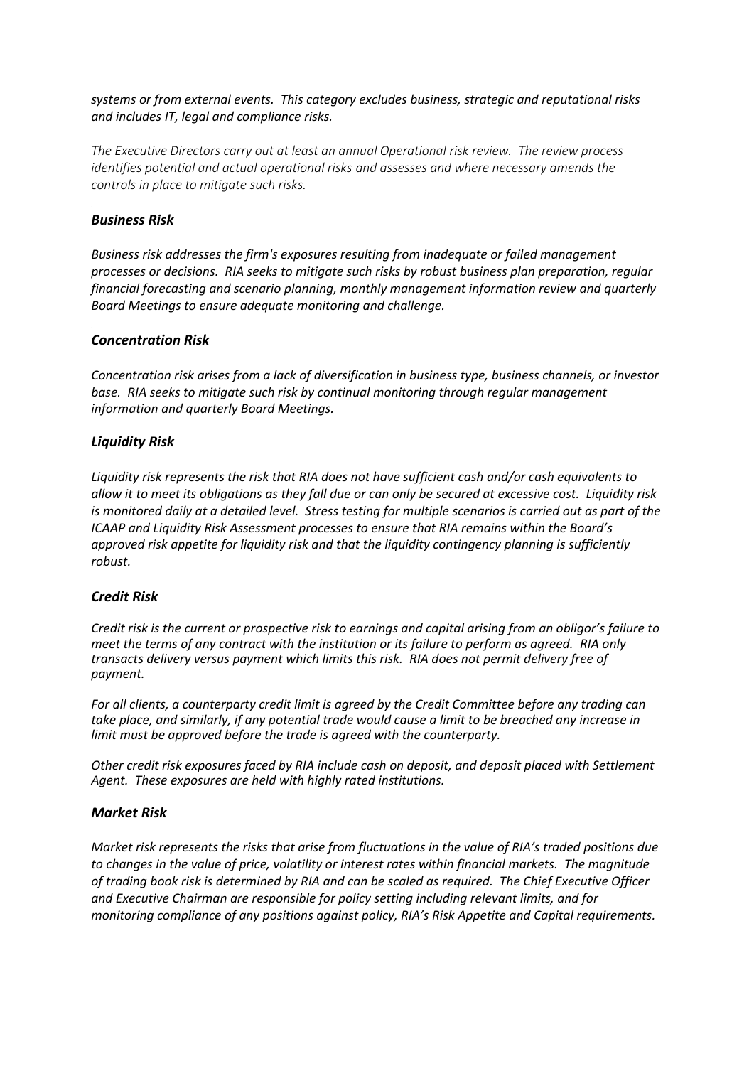*systems or from external events. This category excludes business, strategic and reputational risks and includes IT, legal and compliance risks.*

*The Executive Directors carry out at least an annual Operational risk review. The review process identifies potential and actual operational risks and assesses and where necessary amends the controls in place to mitigate such risks.*

### *Business Risk*

*Business risk addresses the firm's exposures resulting from inadequate or failed management processes or decisions. RIA seeks to mitigate such risks by robust business plan preparation, regular financial forecasting and scenario planning, monthly management information review and quarterly Board Meetings to ensure adequate monitoring and challenge.*

### *Concentration Risk*

*Concentration risk arises from a lack of diversification in business type, business channels, or investor base. RIA seeks to mitigate such risk by continual monitoring through regular management information and quarterly Board Meetings.*

### *Liquidity Risk*

*Liquidity risk represents the risk that RIA does not have sufficient cash and/or cash equivalents to allow it to meet its obligations as they fall due or can only be secured at excessive cost. Liquidity risk is monitored daily at a detailed level. Stress testing for multiple scenarios is carried out as part of the ICAAP and Liquidity Risk Assessment processes to ensure that RIA remains within the Board's approved risk appetite for liquidity risk and that the liquidity contingency planning is sufficiently robust.*

### *Credit Risk*

*Credit risk is the current or prospective risk to earnings and capital arising from an obligor's failure to meet the terms of any contract with the institution or its failure to perform as agreed. RIA only transacts delivery versus payment which limits this risk. RIA does not permit delivery free of payment.*

*For all clients, a counterparty credit limit is agreed by the Credit Committee before any trading can take place, and similarly, if any potential trade would cause a limit to be breached any increase in limit must be approved before the trade is agreed with the counterparty.*

*Other credit risk exposures faced by RIA include cash on deposit, and deposit placed with Settlement Agent. These exposures are held with highly rated institutions.*

### *Market Risk*

*Market risk represents the risks that arise from fluctuations in the value of RIA's traded positions due to changes in the value of price, volatility or interest rates within financial markets. The magnitude of trading book risk is determined by RIA and can be scaled as required. The Chief Executive Officer and Executive Chairman are responsible for policy setting including relevant limits, and for monitoring compliance of any positions against policy, RIA's Risk Appetite and Capital requirements.*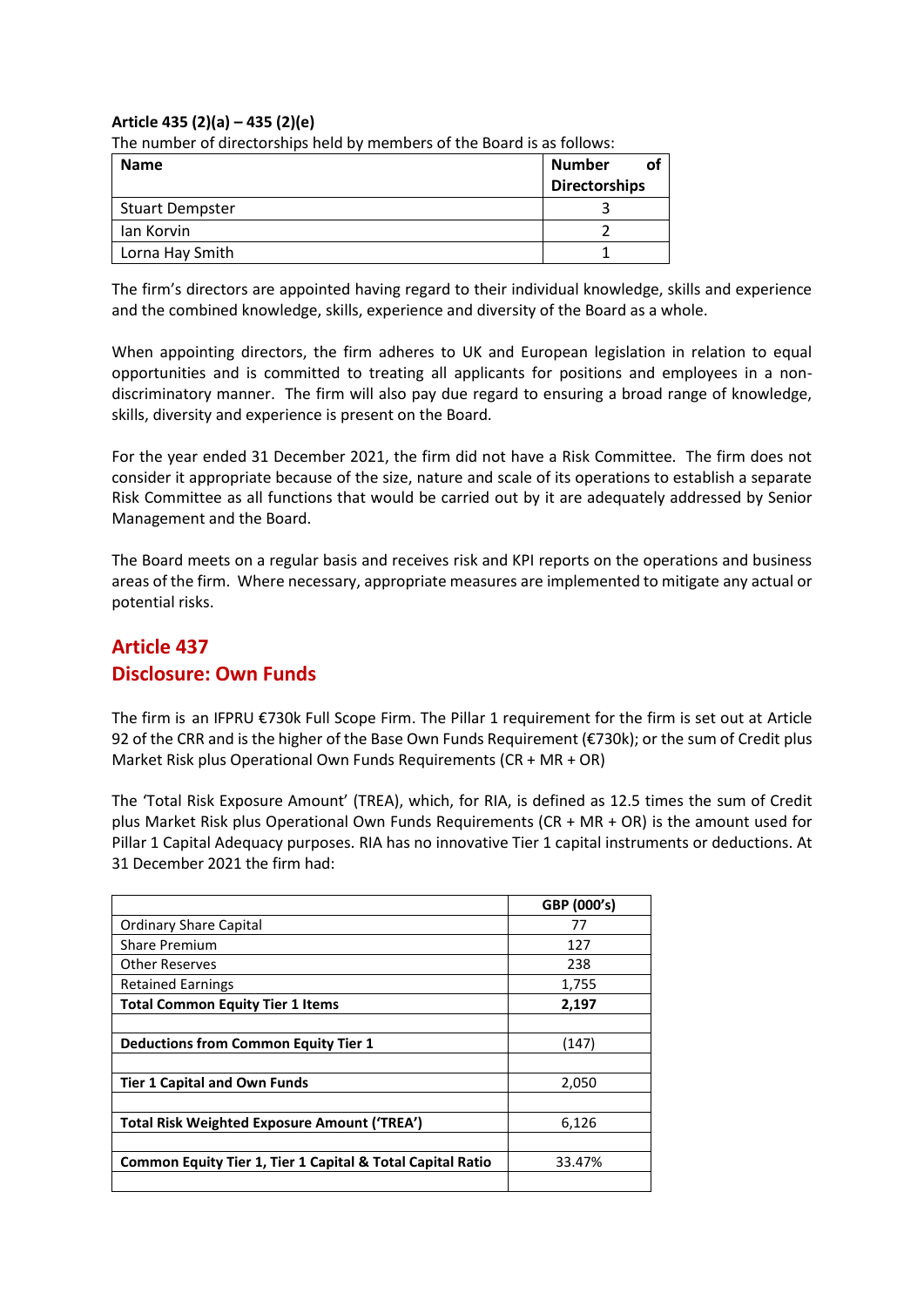**Article 435 (2)(a) – 435 (2)(e)**

The number of directorships held by members of the Board is as follows:

| Name | Number of Directorships |
|---|---|
| Stuart Dempster | 3 |
| Ian Korvin | 2 |
| Lorna Hay Smith | 1 |

The firm's directors are appointed having regard to their individual knowledge, skills and experience and the combined knowledge, skills, experience and diversity of the Board as a whole.

When appointing directors, the firm adheres to UK and European legislation in relation to equal opportunities and is committed to treating all applicants for positions and employees in a non-discriminatory manner. The firm will also pay due regard to ensuring a broad range of knowledge, skills, diversity and experience is present on the Board.

For the year ended 31 December 2021, the firm did not have a Risk Committee. The firm does not consider it appropriate because of the size, nature and scale of its operations to establish a separate Risk Committee as all functions that would be carried out by it are adequately addressed by Senior Management and the Board.

The Board meets on a regular basis and receives risk and KPI reports on the operations and business areas of the firm. Where necessary, appropriate measures are implemented to mitigate any actual or potential risks.

## Article 437
## Disclosure: Own Funds

The firm is an IFPRU €730k Full Scope Firm. The Pillar 1 requirement for the firm is set out at Article 92 of the CRR and is the higher of the Base Own Funds Requirement (€730k); or the sum of Credit plus Market Risk plus Operational Own Funds Requirements (CR + MR + OR)

The 'Total Risk Exposure Amount' (TREA), which, for RIA, is defined as 12.5 times the sum of Credit plus Market Risk plus Operational Own Funds Requirements (CR + MR + OR) is the amount used for Pillar 1 Capital Adequacy purposes. RIA has no innovative Tier 1 capital instruments or deductions. At 31 December 2021 the firm had:

| | GBP (000's) |
|---|---|
| Ordinary Share Capital | 77 |
| Share Premium | 127 |
| Other Reserves | 238 |
| Retained Earnings | 1,755 |
| **Total Common Equity Tier 1 Items** | **2,197** |
| | |
| **Deductions from Common Equity Tier 1** | (147) |
| | |
| **Tier 1 Capital and Own Funds** | 2,050 |
| | |
| **Total Risk Weighted Exposure Amount ('TREA')** | 6,126 |
| | |
| **Common Equity Tier 1, Tier 1 Capital & Total Capital Ratio** | 33.47% |
| | |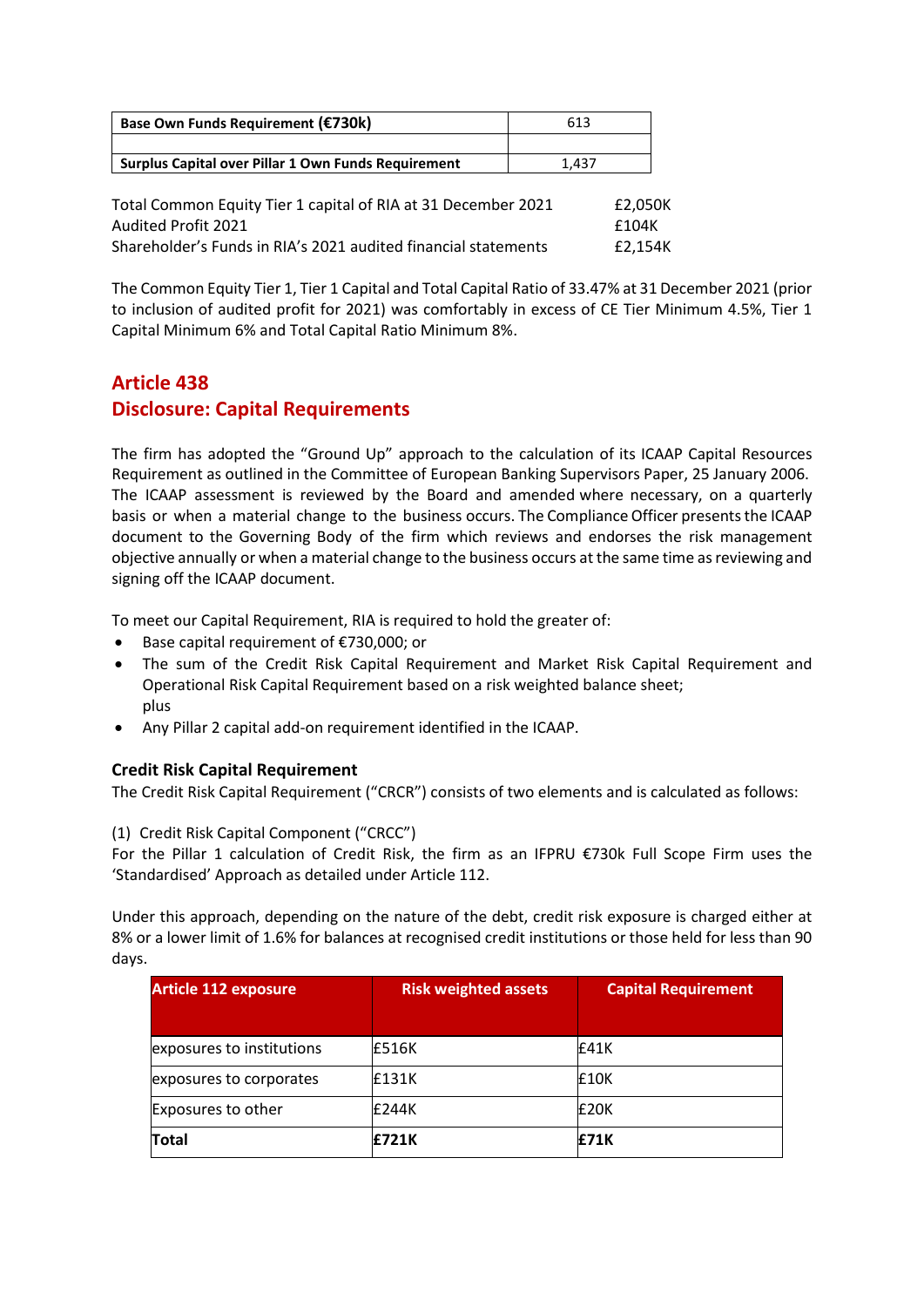| Base Own Funds Requirement (€730k) | 613 |
|---|---|
| | |
| **Surplus Capital over Pillar 1 Own Funds Requirement** | 1,437 |

| | |
|---|---|
| Total Common Equity Tier 1 capital of RIA at 31 December 2021 | £2,050K |
| Audited Profit 2021 | £104K |
| Shareholder's Funds in RIA's 2021 audited financial statements | £2,154K |

The Common Equity Tier 1, Tier 1 Capital and Total Capital Ratio of 33.47% at 31 December 2021 (prior to inclusion of audited profit for 2021) was comfortably in excess of CE Tier Minimum 4.5%, Tier 1 Capital Minimum 6% and Total Capital Ratio Minimum 8%.

## Article 438
## Disclosure: Capital Requirements

The firm has adopted the "Ground Up" approach to the calculation of its ICAAP Capital Resources Requirement as outlined in the Committee of European Banking Supervisors Paper, 25 January 2006. The ICAAP assessment is reviewed by the Board and amended where necessary, on a quarterly basis or when a material change to the business occurs. The Compliance Officer presents the ICAAP document to the Governing Body of the firm which reviews and endorses the risk management objective annually or when a material change to the business occurs at the same time as reviewing and signing off the ICAAP document.

To meet our Capital Requirement, RIA is required to hold the greater of:

- Base capital requirement of €730,000; or
- The sum of the Credit Risk Capital Requirement and Market Risk Capital Requirement and Operational Risk Capital Requirement based on a risk weighted balance sheet;
  plus
- Any Pillar 2 capital add-on requirement identified in the ICAAP.

### Credit Risk Capital Requirement

The Credit Risk Capital Requirement ("CRCR") consists of two elements and is calculated as follows:

(1) Credit Risk Capital Component ("CRCC")

For the Pillar 1 calculation of Credit Risk, the firm as an IFPRU €730k Full Scope Firm uses the 'Standardised' Approach as detailed under Article 112.

Under this approach, depending on the nature of the debt, credit risk exposure is charged either at 8% or a lower limit of 1.6% for balances at recognised credit institutions or those held for less than 90 days.

| Article 112 exposure | Risk weighted assets | Capital Requirement |
|---|---|---|
| exposures to institutions | £516K | £41K |
| exposures to corporates | £131K | £10K |
| Exposures to other | £244K | £20K |
| **Total** | **£721K** | **£71K** |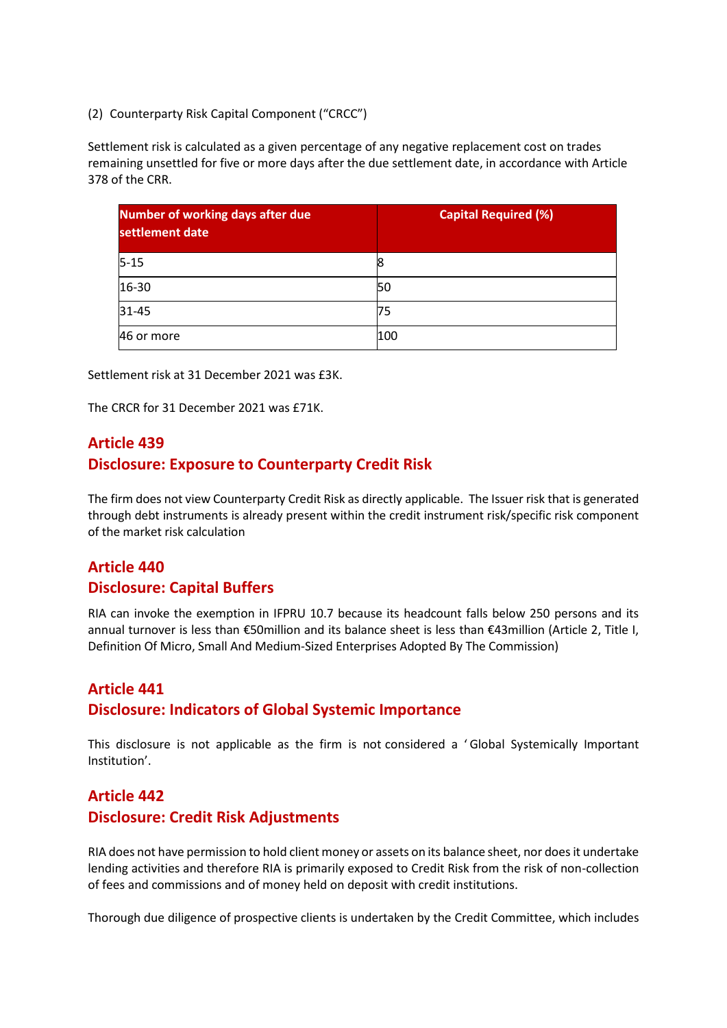(2) Counterparty Risk Capital Component ("CRCC")

Settlement risk is calculated as a given percentage of any negative replacement cost on trades remaining unsettled for five or more days after the due settlement date, in accordance with Article 378 of the CRR.

| Number of working days after due settlement date | Capital Required (%) |
|---|---|
| 5-15 | 8 |
| 16-30 | 50 |
| 31-45 | 75 |
| 46 or more | 100 |

Settlement risk at 31 December 2021 was £3K.

The CRCR for 31 December 2021 was £71K.

## Article 439
## Disclosure: Exposure to Counterparty Credit Risk

The firm does not view Counterparty Credit Risk as directly applicable. The Issuer risk that is generated through debt instruments is already present within the credit instrument risk/specific risk component of the market risk calculation

## Article 440
## Disclosure: Capital Buffers

RIA can invoke the exemption in IFPRU 10.7 because its headcount falls below 250 persons and its annual turnover is less than €50million and its balance sheet is less than €43million (Article 2, Title I, Definition Of Micro, Small And Medium-Sized Enterprises Adopted By The Commission)

## Article 441
## Disclosure: Indicators of Global Systemic Importance

This disclosure is not applicable as the firm is not considered a 'Global Systemically Important Institution'.

## Article 442
## Disclosure: Credit Risk Adjustments

RIA does not have permission to hold client money or assets on its balance sheet, nor does it undertake lending activities and therefore RIA is primarily exposed to Credit Risk from the risk of non-collection of fees and commissions and of money held on deposit with credit institutions.

Thorough due diligence of prospective clients is undertaken by the Credit Committee, which includes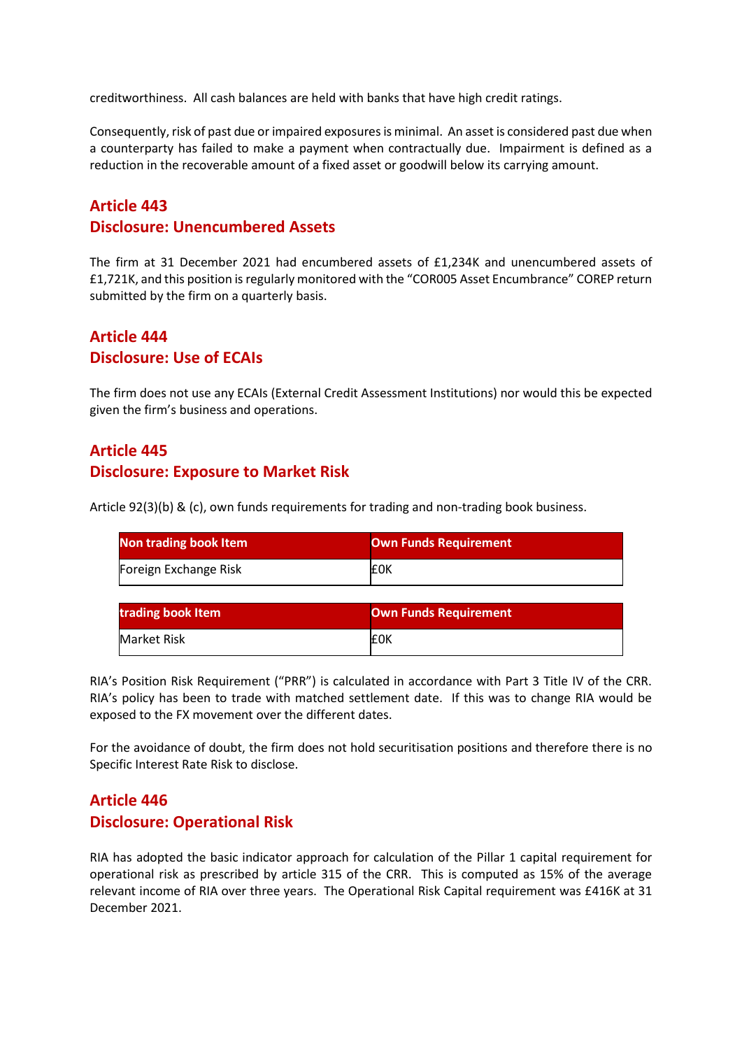creditworthiness. All cash balances are held with banks that have high credit ratings.

Consequently, risk of past due or impaired exposures is minimal. An asset is considered past due when a counterparty has failed to make a payment when contractually due. Impairment is defined as a reduction in the recoverable amount of a fixed asset or goodwill below its carrying amount.

## Article 443
## Disclosure: Unencumbered Assets

The firm at 31 December 2021 had encumbered assets of £1,234K and unencumbered assets of £1,721K, and this position is regularly monitored with the "COR005 Asset Encumbrance" COREP return submitted by the firm on a quarterly basis.

## Article 444
## Disclosure: Use of ECAIs

The firm does not use any ECAIs (External Credit Assessment Institutions) nor would this be expected given the firm's business and operations.

## Article 445
## Disclosure: Exposure to Market Risk

Article 92(3)(b) & (c), own funds requirements for trading and non-trading book business.

| Non trading book Item | Own Funds Requirement |
|---|---|
| Foreign Exchange Risk | £0K |

| trading book Item | Own Funds Requirement |
|---|---|
| Market Risk | £0K |

RIA's Position Risk Requirement ("PRR") is calculated in accordance with Part 3 Title IV of the CRR. RIA's policy has been to trade with matched settlement date. If this was to change RIA would be exposed to the FX movement over the different dates.

For the avoidance of doubt, the firm does not hold securitisation positions and therefore there is no Specific Interest Rate Risk to disclose.

## Article 446
## Disclosure: Operational Risk

RIA has adopted the basic indicator approach for calculation of the Pillar 1 capital requirement for operational risk as prescribed by article 315 of the CRR. This is computed as 15% of the average relevant income of RIA over three years. The Operational Risk Capital requirement was £416K at 31 December 2021.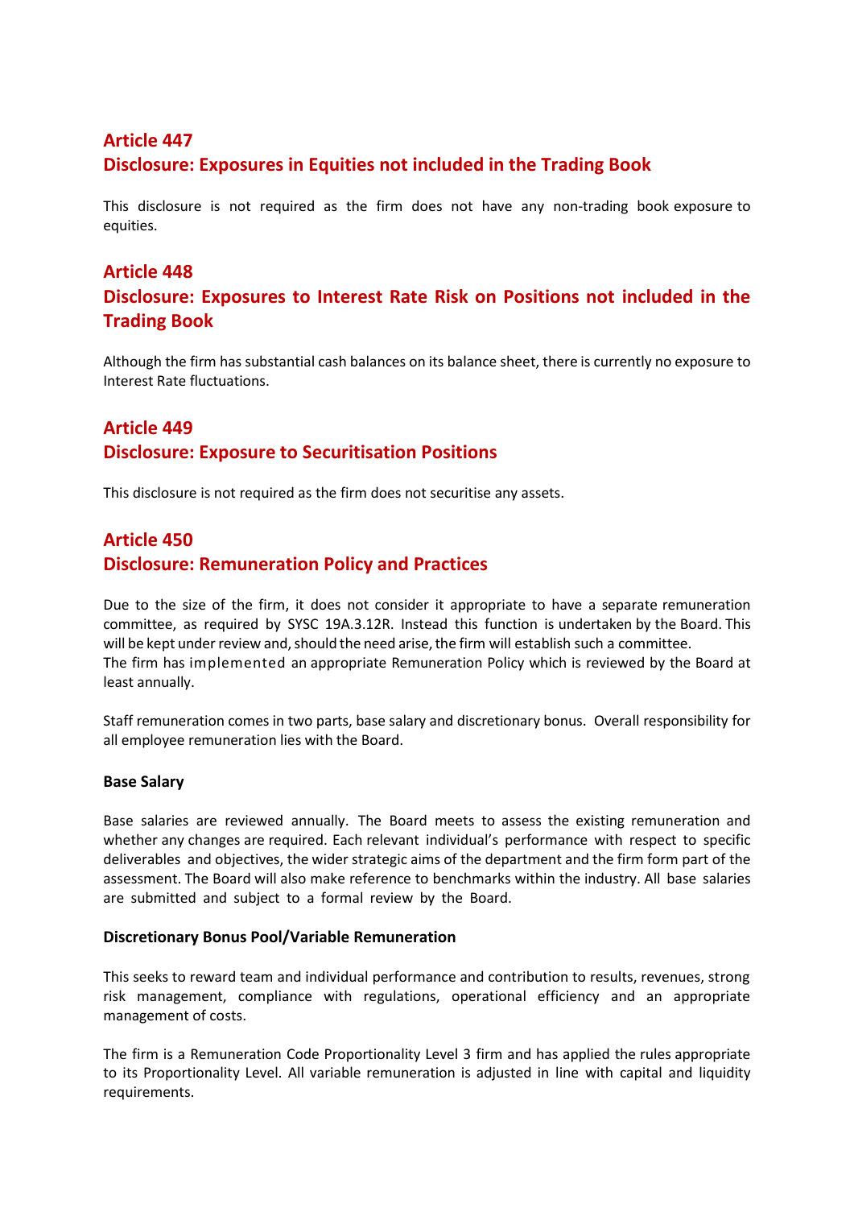## Article 447
## Disclosure: Exposures in Equities not included in the Trading Book

This disclosure is not required as the firm does not have any non-trading book exposure to equities.

## Article 448
## Disclosure: Exposures to Interest Rate Risk on Positions not included in the Trading Book

Although the firm has substantial cash balances on its balance sheet, there is currently no exposure to Interest Rate fluctuations.

## Article 449
## Disclosure: Exposure to Securitisation Positions

This disclosure is not required as the firm does not securitise any assets.

## Article 450
## Disclosure: Remuneration Policy and Practices

Due to the size of the firm, it does not consider it appropriate to have a separate remuneration committee, as required by SYSC 19A.3.12R. Instead this function is undertaken by the Board. This will be kept under review and, should the need arise, the firm will establish such a committee.
The firm has implemented an appropriate Remuneration Policy which is reviewed by the Board at least annually.

Staff remuneration comes in two parts, base salary and discretionary bonus. Overall responsibility for all employee remuneration lies with the Board.

**Base Salary**

Base salaries are reviewed annually. The Board meets to assess the existing remuneration and whether any changes are required. Each relevant individual's performance with respect to specific deliverables and objectives, the wider strategic aims of the department and the firm form part of the assessment. The Board will also make reference to benchmarks within the industry. All base salaries are submitted and subject to a formal review by the Board.

**Discretionary Bonus Pool/Variable Remuneration**

This seeks to reward team and individual performance and contribution to results, revenues, strong risk management, compliance with regulations, operational efficiency and an appropriate management of costs.

The firm is a Remuneration Code Proportionality Level 3 firm and has applied the rules appropriate to its Proportionality Level. All variable remuneration is adjusted in line with capital and liquidity requirements.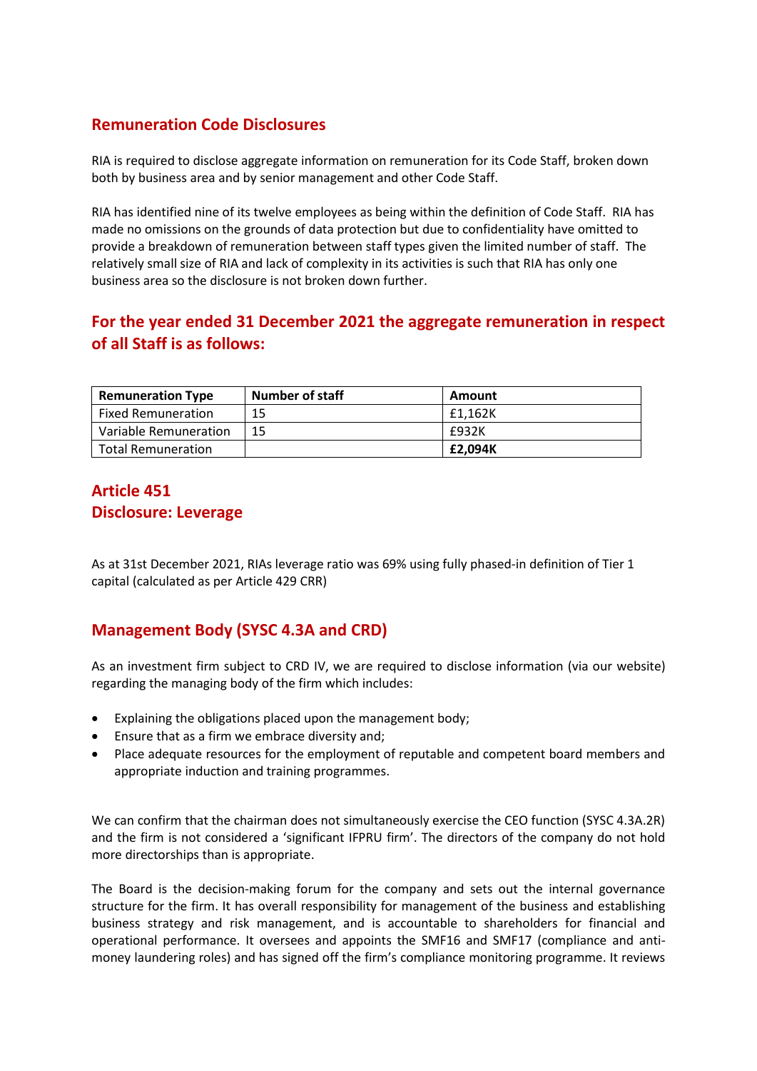## Remuneration Code Disclosures

RIA is required to disclose aggregate information on remuneration for its Code Staff, broken down both by business area and by senior management and other Code Staff.

RIA has identified nine of its twelve employees as being within the definition of Code Staff. RIA has made no omissions on the grounds of data protection but due to confidentiality have omitted to provide a breakdown of remuneration between staff types given the limited number of staff. The relatively small size of RIA and lack of complexity in its activities is such that RIA has only one business area so the disclosure is not broken down further.

## For the year ended 31 December 2021 the aggregate remuneration in respect of all Staff is as follows:

| Remuneration Type | Number of staff | Amount |
|---|---|---|
| Fixed Remuneration | 15 | £1,162K |
| Variable Remuneration | 15 | £932K |
| Total Remuneration | | **£2,094K** |

## Article 451
## Disclosure: Leverage

As at 31st December 2021, RIAs leverage ratio was 69% using fully phased-in definition of Tier 1 capital (calculated as per Article 429 CRR)

## Management Body (SYSC 4.3A and CRD)

As an investment firm subject to CRD IV, we are required to disclose information (via our website) regarding the managing body of the firm which includes:

- Explaining the obligations placed upon the management body;
- Ensure that as a firm we embrace diversity and;
- Place adequate resources for the employment of reputable and competent board members and appropriate induction and training programmes.

We can confirm that the chairman does not simultaneously exercise the CEO function (SYSC 4.3A.2R) and the firm is not considered a 'significant IFPRU firm'. The directors of the company do not hold more directorships than is appropriate.

The Board is the decision-making forum for the company and sets out the internal governance structure for the firm. It has overall responsibility for management of the business and establishing business strategy and risk management, and is accountable to shareholders for financial and operational performance. It oversees and appoints the SMF16 and SMF17 (compliance and anti-money laundering roles) and has signed off the firm's compliance monitoring programme. It reviews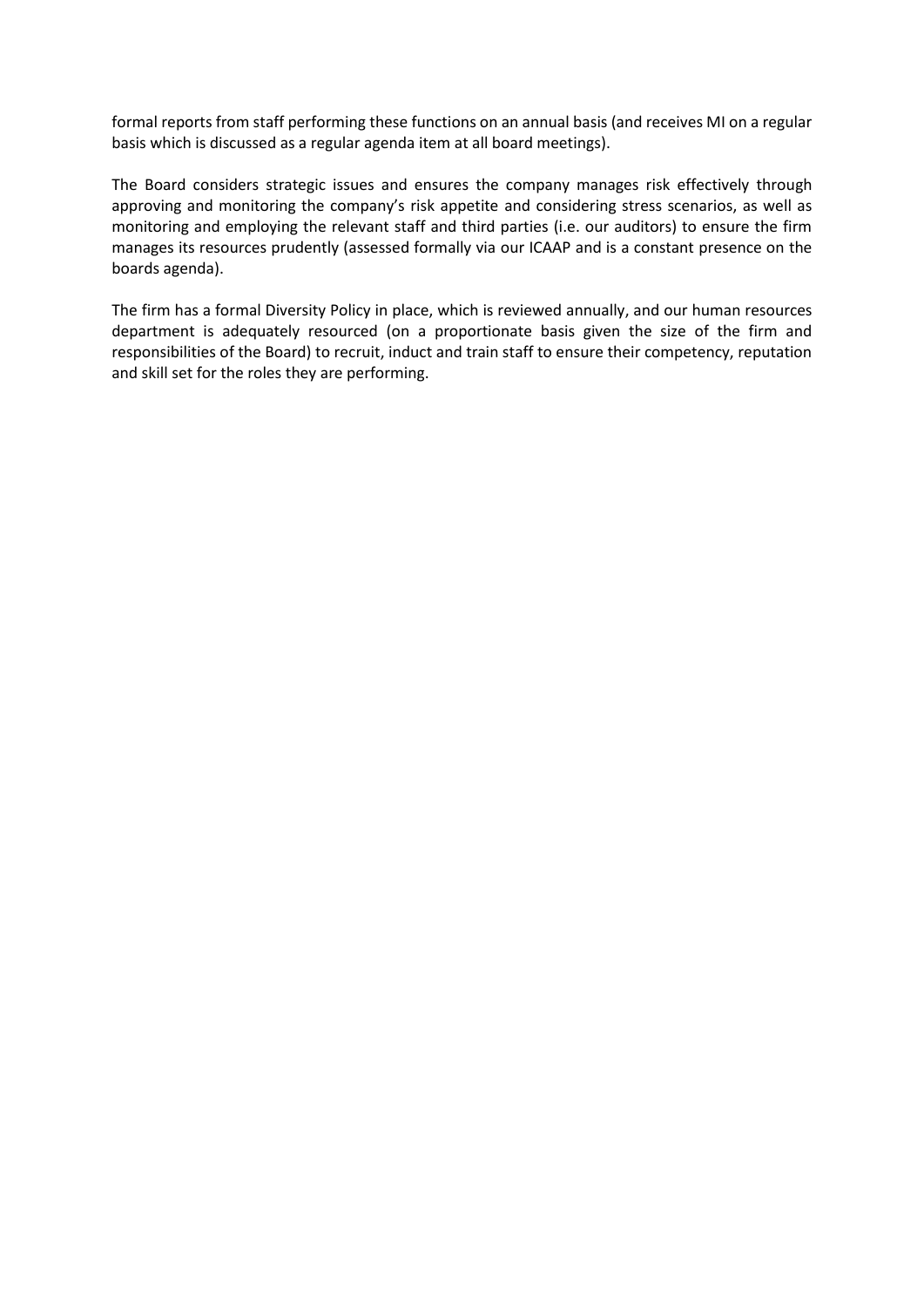formal reports from staff performing these functions on an annual basis (and receives MI on a regular basis which is discussed as a regular agenda item at all board meetings).

The Board considers strategic issues and ensures the company manages risk effectively through approving and monitoring the company's risk appetite and considering stress scenarios, as well as monitoring and employing the relevant staff and third parties (i.e. our auditors) to ensure the firm manages its resources prudently (assessed formally via our ICAAP and is a constant presence on the boards agenda).

The firm has a formal Diversity Policy in place, which is reviewed annually, and our human resources department is adequately resourced (on a proportionate basis given the size of the firm and responsibilities of the Board) to recruit, induct and train staff to ensure their competency, reputation and skill set for the roles they are performing.